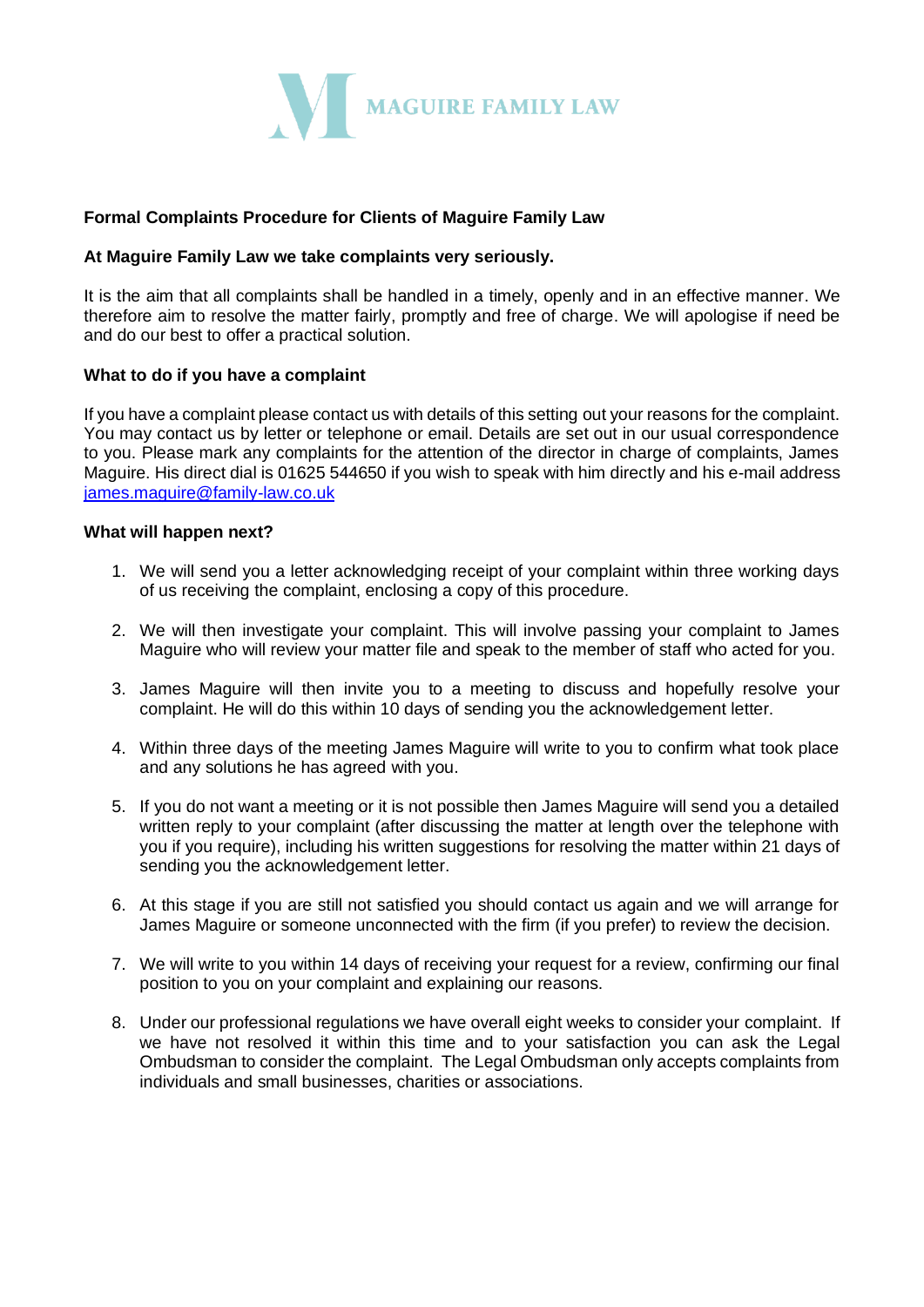MAGUIRE FAMILY LAW

**Formal Complaints Procedure for Clients of Maguire Family Law**

**At Maguire Family Law we take complaints very seriously.**

It is the aim that all complaints shall be handled in a timely, openly and in an effective manner. We therefore aim to resolve the matter fairly, promptly and free of charge. We will apologise if need be and do our best to offer a practical solution.

**What to do if you have a complaint**

If you have a complaint please contact us with details of this setting out your reasons for the complaint. You may contact us by letter or telephone or email. Details are set out in our usual correspondence to you. Please mark any complaints for the attention of the director in charge of complaints, James Maguire. His direct dial is 01625 544650 if you wish to speak with him directly and his e-mail address [james.maguire@family-law.co.uk](mailto:james.maguire@family-law.co.uk)

**What will happen next?**

1. We will send you a letter acknowledging receipt of your complaint within three working days of us receiving the complaint, enclosing a copy of this procedure.

2. We will then investigate your complaint. This will involve passing your complaint to James Maguire who will review your matter file and speak to the member of staff who acted for you.

3. James Maguire will then invite you to a meeting to discuss and hopefully resolve your complaint. He will do this within 10 days of sending you the acknowledgement letter.

4. Within three days of the meeting James Maguire will write to you to confirm what took place and any solutions he has agreed with you.

5. If you do not want a meeting or it is not possible then James Maguire will send you a detailed written reply to your complaint (after discussing the matter at length over the telephone with you if you require), including his written suggestions for resolving the matter within 21 days of sending you the acknowledgement letter.

6. At this stage if you are still not satisfied you should contact us again and we will arrange for James Maguire or someone unconnected with the firm (if you prefer) to review the decision.

7. We will write to you within 14 days of receiving your request for a review, confirming our final position to you on your complaint and explaining our reasons.

8. Under our professional regulations we have overall eight weeks to consider your complaint. If we have not resolved it within this time and to your satisfaction you can ask the Legal Ombudsman to consider the complaint. The Legal Ombudsman only accepts complaints from individuals and small businesses, charities or associations.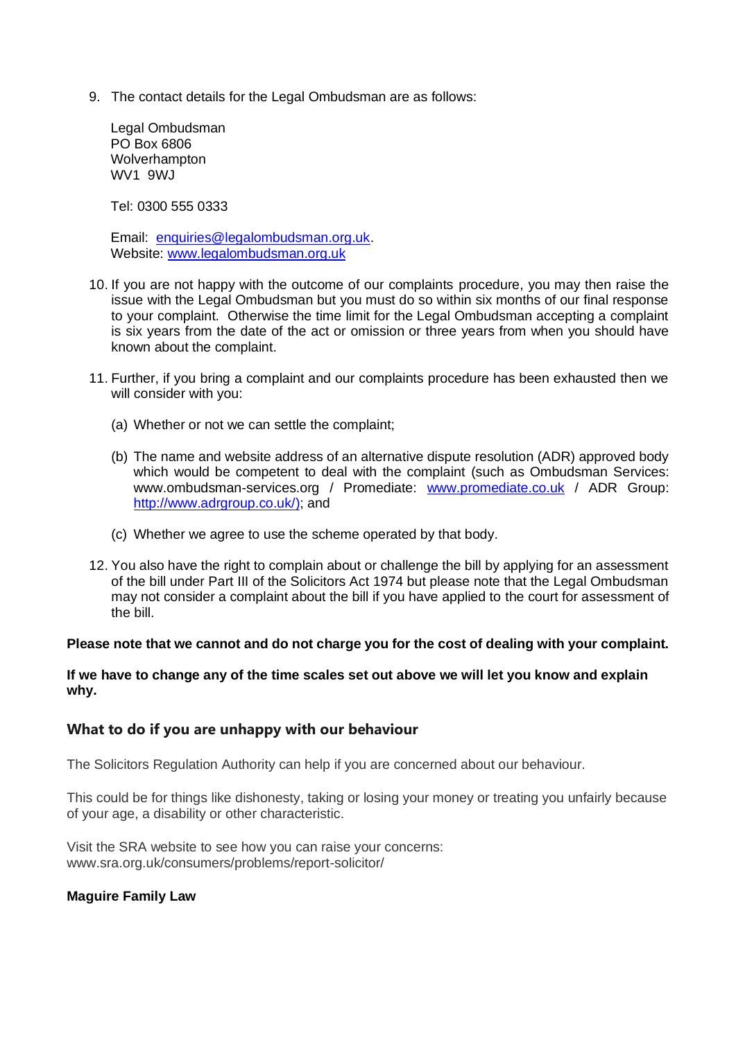9. The contact details for the Legal Ombudsman are as follows:

   Legal Ombudsman
   PO Box 6806
   Wolverhampton
   WV1 9WJ

   Tel: 0300 555 0333

   Email: [enquiries@legalombudsman.org.uk](mailto:enquiries@legalombudsman.org.uk).
   Website: [www.legalombudsman.org.uk](http://www.legalombudsman.org.uk)

10. If you are not happy with the outcome of our complaints procedure, you may then raise the issue with the Legal Ombudsman but you must do so within six months of our final response to your complaint. Otherwise the time limit for the Legal Ombudsman accepting a complaint is six years from the date of the act or omission or three years from when you should have known about the complaint.

11. Further, if you bring a complaint and our complaints procedure has been exhausted then we will consider with you:

    (a) Whether or not we can settle the complaint;

    (b) The name and website address of an alternative dispute resolution (ADR) approved body which would be competent to deal with the complaint (such as Ombudsman Services: www.ombudsman-services.org / Promediate: [www.promediate.co.uk](http://www.promediate.co.uk) / ADR Group: [http://www.adrgroup.co.uk/)](http://www.adrgroup.co.uk/); and

    (c) Whether we agree to use the scheme operated by that body.

12. You also have the right to complain about or challenge the bill by applying for an assessment of the bill under Part III of the Solicitors Act 1974 but please note that the Legal Ombudsman may not consider a complaint about the bill if you have applied to the court for assessment of the bill.

**Please note that we cannot and do not charge you for the cost of dealing with your complaint.**

**If we have to change any of the time scales set out above we will let you know and explain why.**

### What to do if you are unhappy with our behaviour

The Solicitors Regulation Authority can help if you are concerned about our behaviour.

This could be for things like dishonesty, taking or losing your money or treating you unfairly because of your age, a disability or other characteristic.

Visit the SRA website to see how you can raise your concerns:
www.sra.org.uk/consumers/problems/report-solicitor/

**Maguire Family Law**